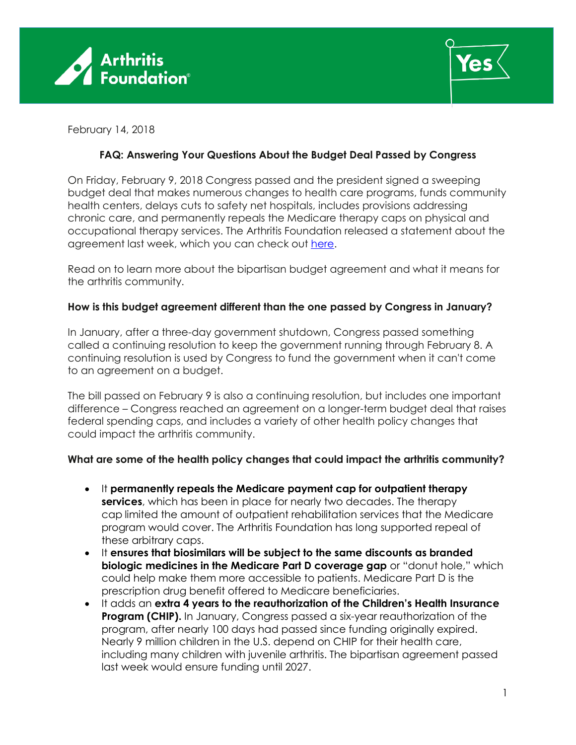February 14, 2018

## FAQ: Answering Your Questions About the Budget Deal Passed by Congress

On Friday, February 9, 2018 Congress passed and the president signed a sweeping budget deal that makes numerous changes to health care programs, funds community health centers, delays cuts to safety net hospitals, includes provisions addressing chronic care, and permanently repeals the Medicare therapy caps on physical and occupational therapy services. The Arthritis Foundation released a statement about the agreement last week, which you can check out here.

Read on to learn more about the bipartisan budget agreement and what it means for the arthritis community.

### How is this budget agreement different than the one passed by Congress in January?

In January, after a three-day government shutdown, Congress passed something called a continuing resolution to keep the government running through February 8. A continuing resolution is used by Congress to fund the government when it can't come to an agreement on a budget.

The bill passed on February 9 is also a continuing resolution, but includes one important difference – Congress reached an agreement on a longer-term budget deal that raises federal spending caps, and includes a variety of other health policy changes that could impact the arthritis community.

### What are some of the health policy changes that could impact the arthritis community?

- It **permanently repeals the Medicare payment cap for outpatient therapy services**, which has been in place for nearly two decades. The therapy cap limited the amount of outpatient rehabilitation services that the Medicare program would cover. The Arthritis Foundation has long supported repeal of these arbitrary caps.
- It **ensures that biosimilars will be subject to the same discounts as branded biologic medicines in the Medicare Part D coverage gap** or "donut hole," which could help make them more accessible to patients. Medicare Part D is the prescription drug benefit offered to Medicare beneficiaries.
- It adds an **extra 4 years to the reauthorization of the Children's Health Insurance Program (CHIP).** In January, Congress passed a six-year reauthorization of the program, after nearly 100 days had passed since funding originally expired. Nearly 9 million children in the U.S. depend on CHIP for their health care, including many children with juvenile arthritis. The bipartisan agreement passed last week would ensure funding until 2027.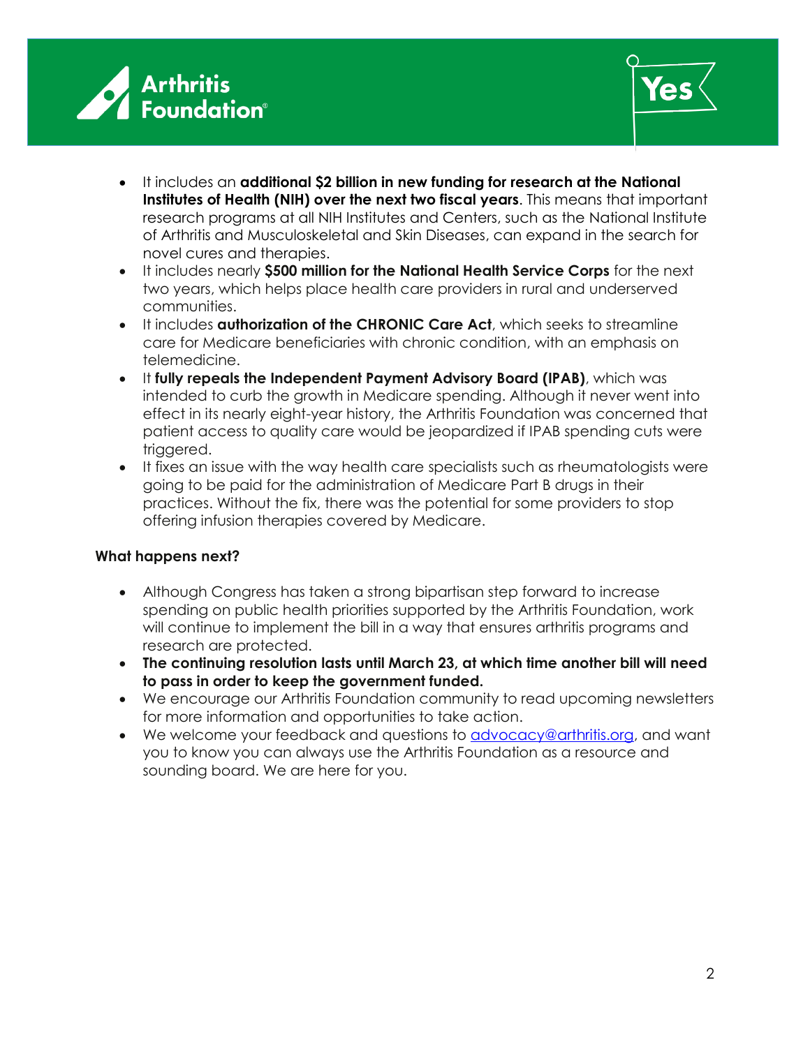- It includes an **additional $2 billion in new funding for research at the National Institutes of Health (NIH) over the next two fiscal years**. This means that important research programs at all NIH Institutes and Centers, such as the National Institute of Arthritis and Musculoskeletal and Skin Diseases, can expand in the search for novel cures and therapies.
- It includes nearly **$500 million for the National Health Service Corps** for the next two years, which helps place health care providers in rural and underserved communities.
- It includes **authorization of the CHRONIC Care Act**, which seeks to streamline care for Medicare beneficiaries with chronic condition, with an emphasis on telemedicine.
- It **fully repeals the Independent Payment Advisory Board (IPAB)**, which was intended to curb the growth in Medicare spending. Although it never went into effect in its nearly eight-year history, the Arthritis Foundation was concerned that patient access to quality care would be jeopardized if IPAB spending cuts were triggered.
- It fixes an issue with the way health care specialists such as rheumatologists were going to be paid for the administration of Medicare Part B drugs in their practices. Without the fix, there was the potential for some providers to stop offering infusion therapies covered by Medicare.

**What happens next?**

- Although Congress has taken a strong bipartisan step forward to increase spending on public health priorities supported by the Arthritis Foundation, work will continue to implement the bill in a way that ensures arthritis programs and research are protected.
- **The continuing resolution lasts until March 23, at which time another bill will need to pass in order to keep the government funded.**
- We encourage our Arthritis Foundation community to read upcoming newsletters for more information and opportunities to take action.
- We welcome your feedback and questions to [advocacy@arthritis.org](mailto:advocacy@arthritis.org), and want you to know you can always use the Arthritis Foundation as a resource and sounding board. We are here for you.